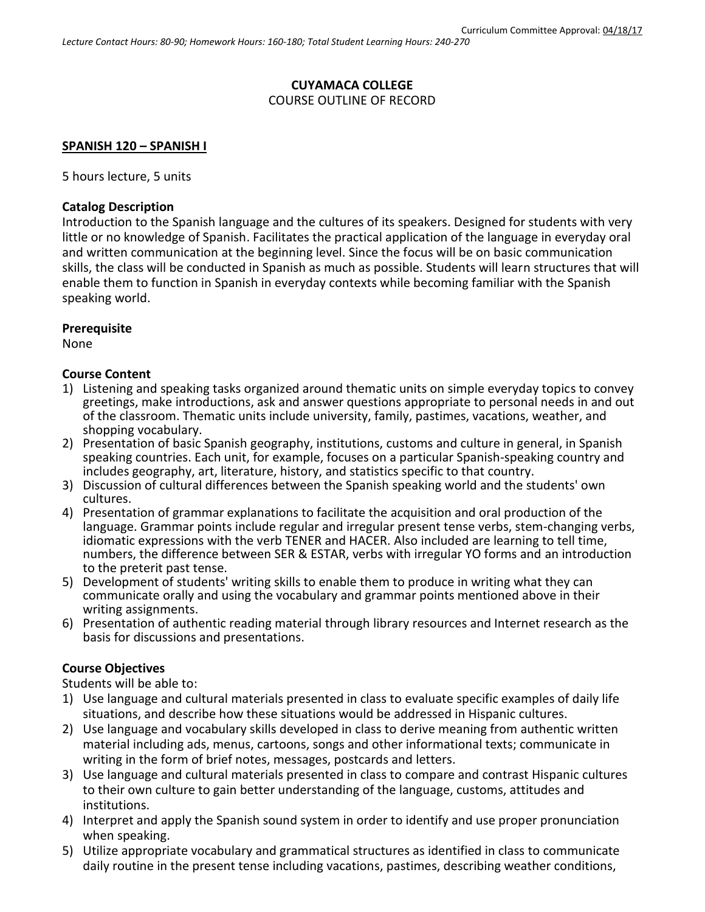Curriculum Committee Approval: 04/18/17

*Lecture Contact Hours: 80-90; Homework Hours: 160-180; Total Student Learning Hours: 240-270*

**CUYAMACA COLLEGE**
COURSE OUTLINE OF RECORD

**SPANISH 120 – SPANISH I**

5 hours lecture, 5 units

**Catalog Description**
Introduction to the Spanish language and the cultures of its speakers. Designed for students with very little or no knowledge of Spanish. Facilitates the practical application of the language in everyday oral and written communication at the beginning level. Since the focus will be on basic communication skills, the class will be conducted in Spanish as much as possible. Students will learn structures that will enable them to function in Spanish in everyday contexts while becoming familiar with the Spanish speaking world.

**Prerequisite**
None

**Course Content**
1) Listening and speaking tasks organized around thematic units on simple everyday topics to convey greetings, make introductions, ask and answer questions appropriate to personal needs in and out of the classroom. Thematic units include university, family, pastimes, vacations, weather, and shopping vocabulary.
2) Presentation of basic Spanish geography, institutions, customs and culture in general, in Spanish speaking countries. Each unit, for example, focuses on a particular Spanish-speaking country and includes geography, art, literature, history, and statistics specific to that country.
3) Discussion of cultural differences between the Spanish speaking world and the students' own cultures.
4) Presentation of grammar explanations to facilitate the acquisition and oral production of the language. Grammar points include regular and irregular present tense verbs, stem-changing verbs, idiomatic expressions with the verb TENER and HACER. Also included are learning to tell time, numbers, the difference between SER & ESTAR, verbs with irregular YO forms and an introduction to the preterit past tense.
5) Development of students' writing skills to enable them to produce in writing what they can communicate orally and using the vocabulary and grammar points mentioned above in their writing assignments.
6) Presentation of authentic reading material through library resources and Internet research as the basis for discussions and presentations.

**Course Objectives**
Students will be able to:
1) Use language and cultural materials presented in class to evaluate specific examples of daily life situations, and describe how these situations would be addressed in Hispanic cultures.
2) Use language and vocabulary skills developed in class to derive meaning from authentic written material including ads, menus, cartoons, songs and other informational texts; communicate in writing in the form of brief notes, messages, postcards and letters.
3) Use language and cultural materials presented in class to compare and contrast Hispanic cultures to their own culture to gain better understanding of the language, customs, attitudes and institutions.
4) Interpret and apply the Spanish sound system in order to identify and use proper pronunciation when speaking.
5) Utilize appropriate vocabulary and grammatical structures as identified in class to communicate daily routine in the present tense including vacations, pastimes, describing weather conditions,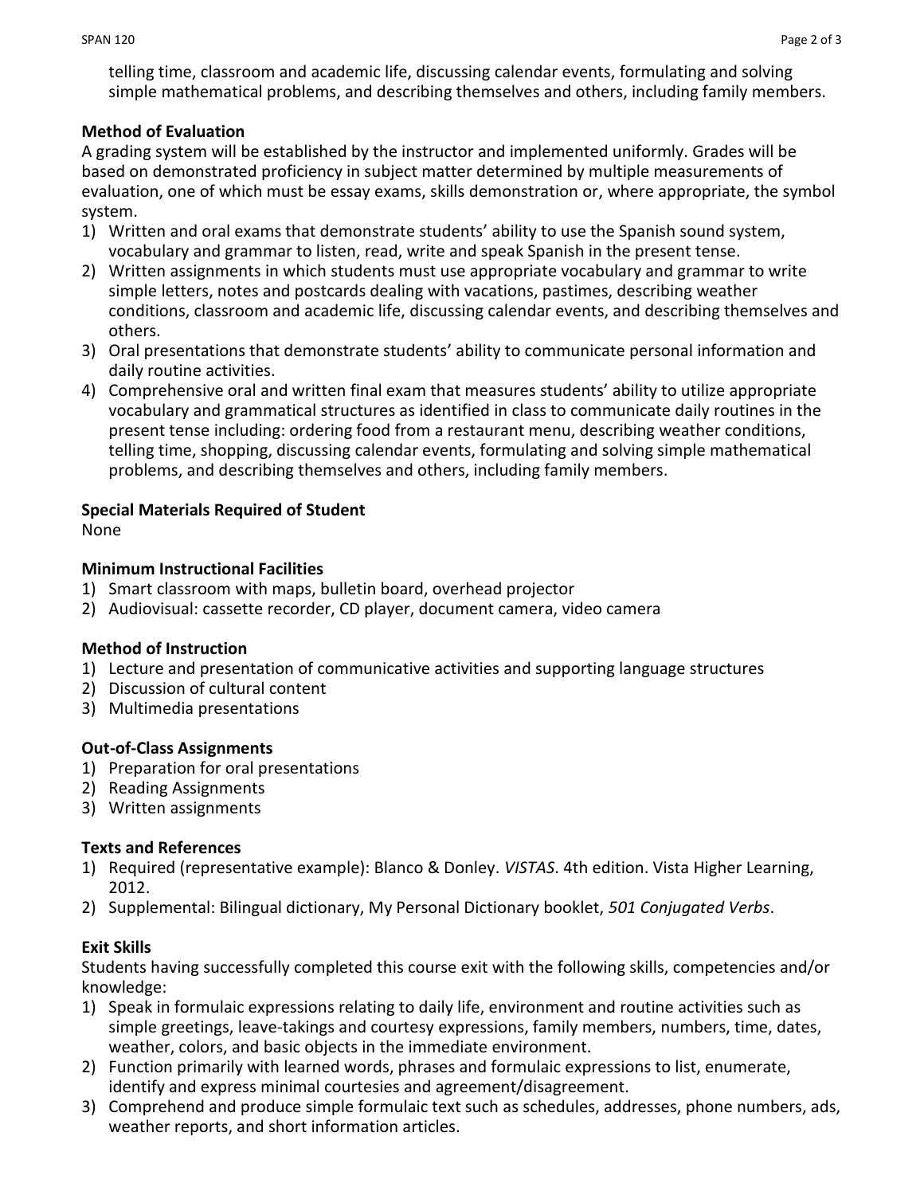telling time, classroom and academic life, discussing calendar events, formulating and solving simple mathematical problems, and describing themselves and others, including family members.

**Method of Evaluation**

A grading system will be established by the instructor and implemented uniformly. Grades will be based on demonstrated proficiency in subject matter determined by multiple measurements of evaluation, one of which must be essay exams, skills demonstration or, where appropriate, the symbol system.

1) Written and oral exams that demonstrate students' ability to use the Spanish sound system, vocabulary and grammar to listen, read, write and speak Spanish in the present tense.
2) Written assignments in which students must use appropriate vocabulary and grammar to write simple letters, notes and postcards dealing with vacations, pastimes, describing weather conditions, classroom and academic life, discussing calendar events, and describing themselves and others.
3) Oral presentations that demonstrate students' ability to communicate personal information and daily routine activities.
4) Comprehensive oral and written final exam that measures students' ability to utilize appropriate vocabulary and grammatical structures as identified in class to communicate daily routines in the present tense including: ordering food from a restaurant menu, describing weather conditions, telling time, shopping, discussing calendar events, formulating and solving simple mathematical problems, and describing themselves and others, including family members.

**Special Materials Required of Student**

None

**Minimum Instructional Facilities**

1) Smart classroom with maps, bulletin board, overhead projector
2) Audiovisual: cassette recorder, CD player, document camera, video camera

**Method of Instruction**

1) Lecture and presentation of communicative activities and supporting language structures
2) Discussion of cultural content
3) Multimedia presentations

**Out-of-Class Assignments**

1) Preparation for oral presentations
2) Reading Assignments
3) Written assignments

**Texts and References**

1) Required (representative example): Blanco & Donley. *VISTAS*. 4th edition. Vista Higher Learning, 2012.
2) Supplemental: Bilingual dictionary, My Personal Dictionary booklet, *501 Conjugated Verbs*.

**Exit Skills**

Students having successfully completed this course exit with the following skills, competencies and/or knowledge:

1) Speak in formulaic expressions relating to daily life, environment and routine activities such as simple greetings, leave-takings and courtesy expressions, family members, numbers, time, dates, weather, colors, and basic objects in the immediate environment.
2) Function primarily with learned words, phrases and formulaic expressions to list, enumerate, identify and express minimal courtesies and agreement/disagreement.
3) Comprehend and produce simple formulaic text such as schedules, addresses, phone numbers, ads, weather reports, and short information articles.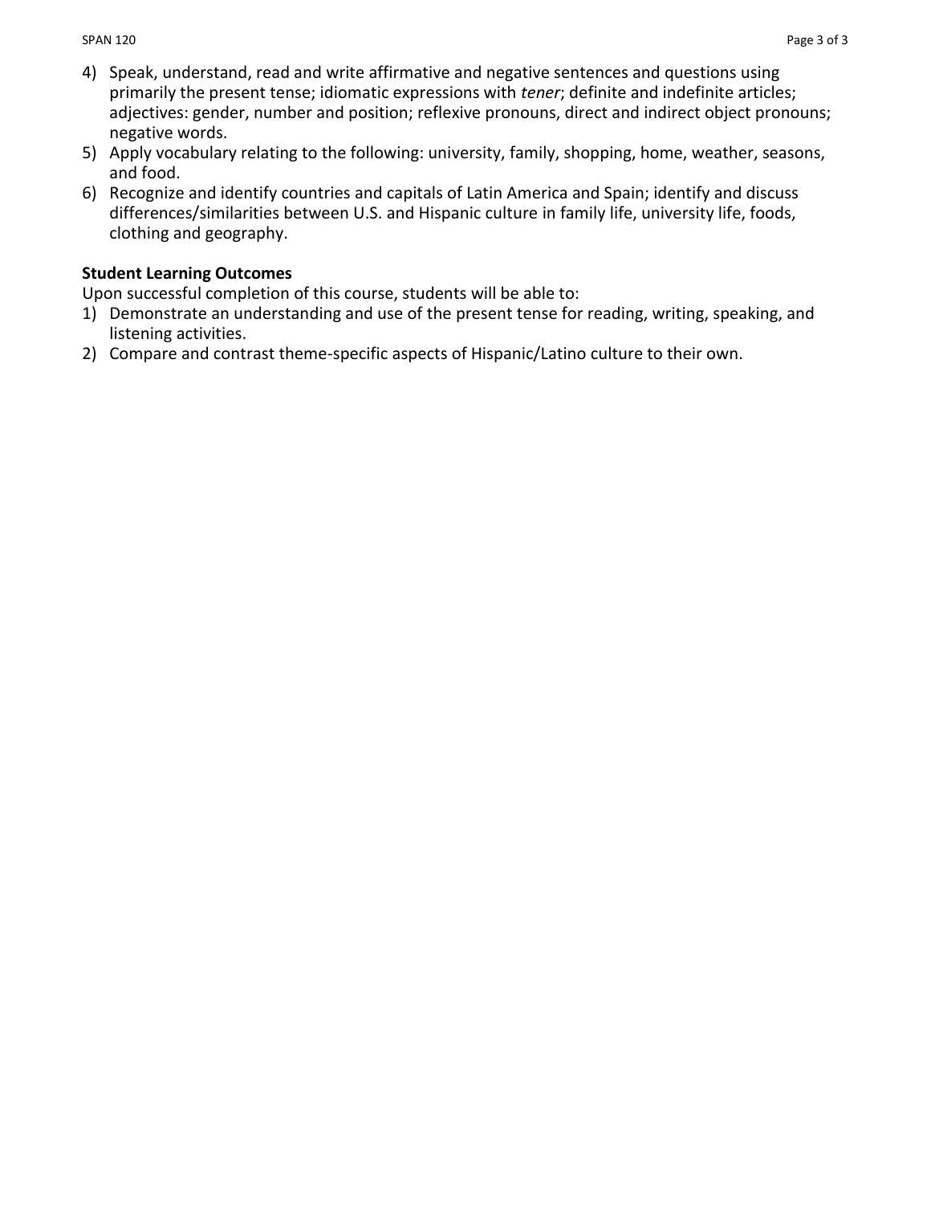4) Speak, understand, read and write affirmative and negative sentences and questions using primarily the present tense; idiomatic expressions with *tener*; definite and indefinite articles; adjectives: gender, number and position; reflexive pronouns, direct and indirect object pronouns; negative words.
5) Apply vocabulary relating to the following: university, family, shopping, home, weather, seasons, and food.
6) Recognize and identify countries and capitals of Latin America and Spain; identify and discuss differences/similarities between U.S. and Hispanic culture in family life, university life, foods, clothing and geography.

**Student Learning Outcomes**

Upon successful completion of this course, students will be able to:

1) Demonstrate an understanding and use of the present tense for reading, writing, speaking, and listening activities.
2) Compare and contrast theme-specific aspects of Hispanic/Latino culture to their own.